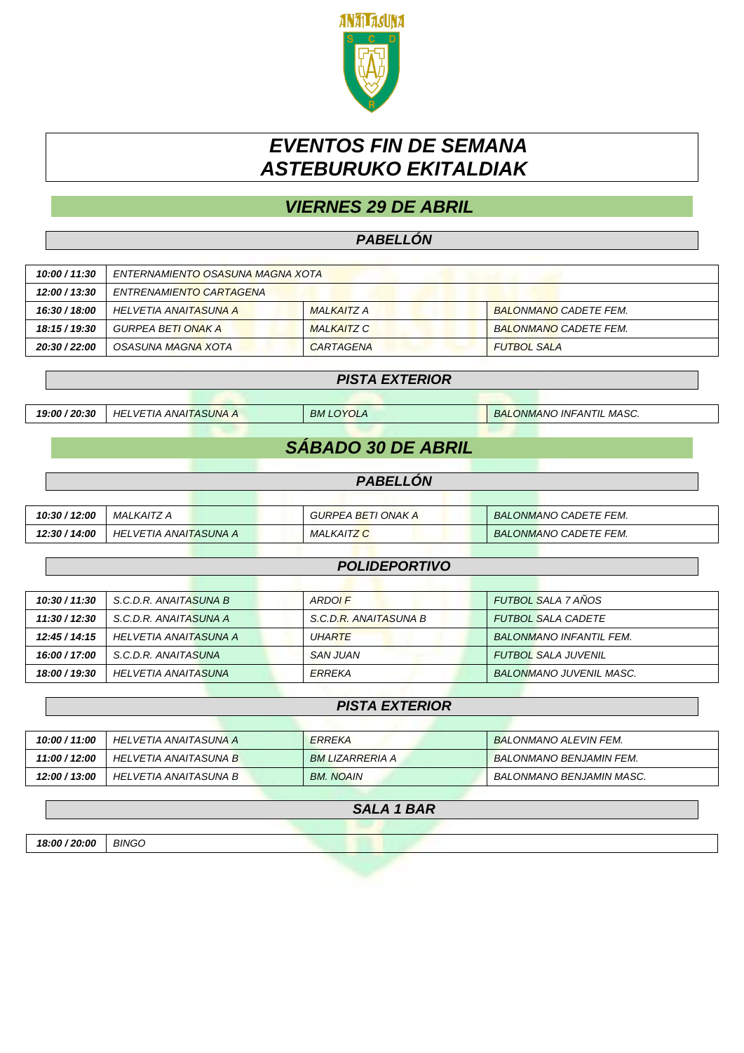# EVENTOS FIN DE SEMANA
# ASTEBURUKO EKITALDIAK

## VIERNES 29 DE ABRIL

### PABELLÓN

| | | | |
|---|---|---|---|
| **10:00 / 11:30** | ENTERNAMIENTO OSASUNA MAGNA XOTA | | |
| **12:00 / 13:30** | ENTRENAMIENTO CARTAGENA | | |
| **16:30 / 18:00** | HELVETIA ANAITASUNA A | MALKAITZ A | BALONMANO CADETE FEM. |
| **18:15 / 19:30** | GURPEA BETI ONAK A | MALKAITZ C | BALONMANO CADETE FEM. |
| **20:30 / 22:00** | OSASUNA MAGNA XOTA | CARTAGENA | FUTBOL SALA |

### PISTA EXTERIOR

| | | | |
|---|---|---|---|
| **19:00 / 20:30** | HELVETIA ANAITASUNA A | BM LOYOLA | BALONMANO INFANTIL MASC. |

## SÁBADO 30 DE ABRIL

### PABELLÓN

| | | | |
|---|---|---|---|
| **10:30 / 12:00** | MALKAITZ A | GURPEA BETI ONAK A | BALONMANO CADETE FEM. |
| **12:30 / 14:00** | HELVETIA ANAITASUNA A | MALKAITZ C | BALONMANO CADETE FEM. |

### POLIDEPORTIVO

| | | | |
|---|---|---|---|
| **10:30 / 11:30** | S.C.D.R. ANAITASUNA B | ARDOI F | FUTBOL SALA 7 AÑOS |
| **11:30 / 12:30** | S.C.D.R. ANAITASUNA A | S.C.D.R. ANAITASUNA B | FUTBOL SALA CADETE |
| **12:45 / 14:15** | HELVETIA ANAITASUNA A | UHARTE | BALONMANO INFANTIL FEM. |
| **16:00 / 17:00** | S.C.D.R. ANAITASUNA | SAN JUAN | FUTBOL SALA JUVENIL |
| **18:00 / 19:30** | HELVETIA ANAITASUNA | ERREKA | BALONMANO JUVENIL MASC. |

### PISTA EXTERIOR

| | | | |
|---|---|---|---|
| **10:00 / 11:00** | HELVETIA ANAITASUNA A | ERREKA | BALONMANO ALEVIN FEM. |
| **11:00 / 12:00** | HELVETIA ANAITASUNA B | BM LIZARRERIA A | BALONMANO BENJAMIN FEM. |
| **12:00 / 13:00** | HELVETIA ANAITASUNA B | BM. NOAIN | BALONMANO BENJAMIN MASC. |

### SALA 1 BAR

| | |
|---|---|
| **18:00 / 20:00** | BINGO |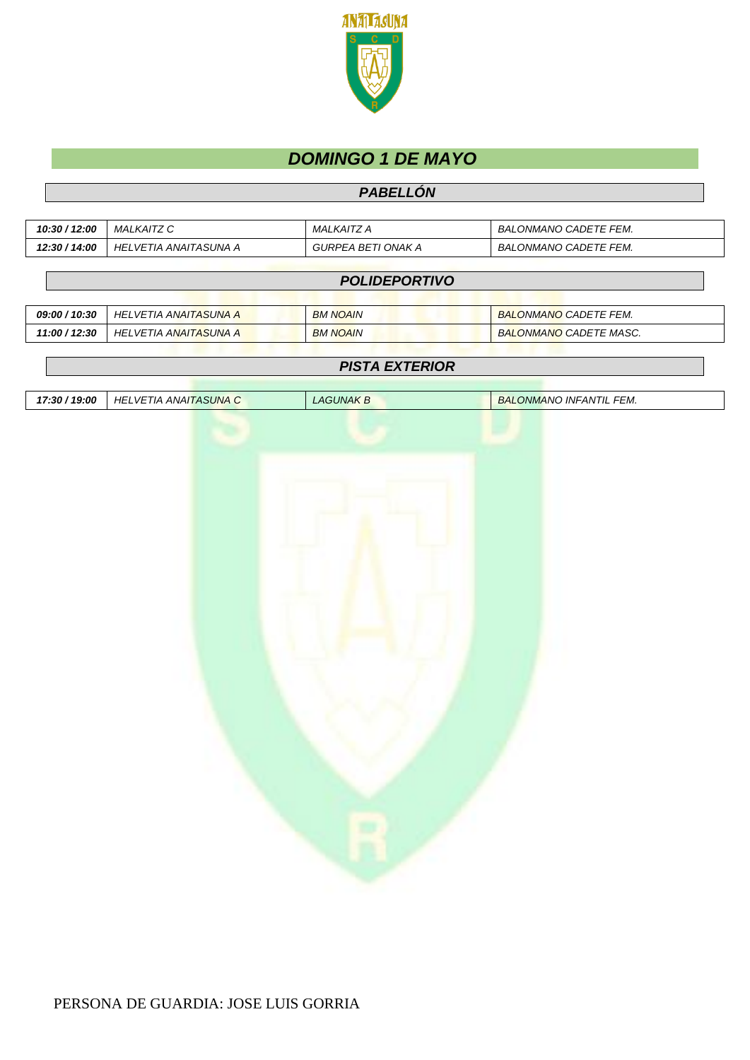# *DOMINGO 1 DE MAYO*

## *PABELLÓN*

| | | | |
|---|---|---|---|
| ***10:30 / 12:00*** | *MALKAITZ C* | *MALKAITZ A* | *BALONMANO CADETE FEM.* |
| ***12:30 / 14:00*** | *HELVETIA ANAITASUNA A* | *GURPEA BETI ONAK A* | *BALONMANO CADETE FEM.* |

## *POLIDEPORTIVO*

| | | | |
|---|---|---|---|
| ***09:00 / 10:30*** | *HELVETIA ANAITASUNA A* | *BM NOAIN* | *BALONMANO CADETE FEM.* |
| ***11:00 / 12:30*** | *HELVETIA ANAITASUNA A* | *BM NOAIN* | *BALONMANO CADETE MASC.* |

## *PISTA EXTERIOR*

| | | | |
|---|---|---|---|
| ***17:30 / 19:00*** | *HELVETIA ANAITASUNA C* | *LAGUNAK B* | *BALONMANO INFANTIL FEM.* |

PERSONA DE GUARDIA: JOSE LUIS GORRIA